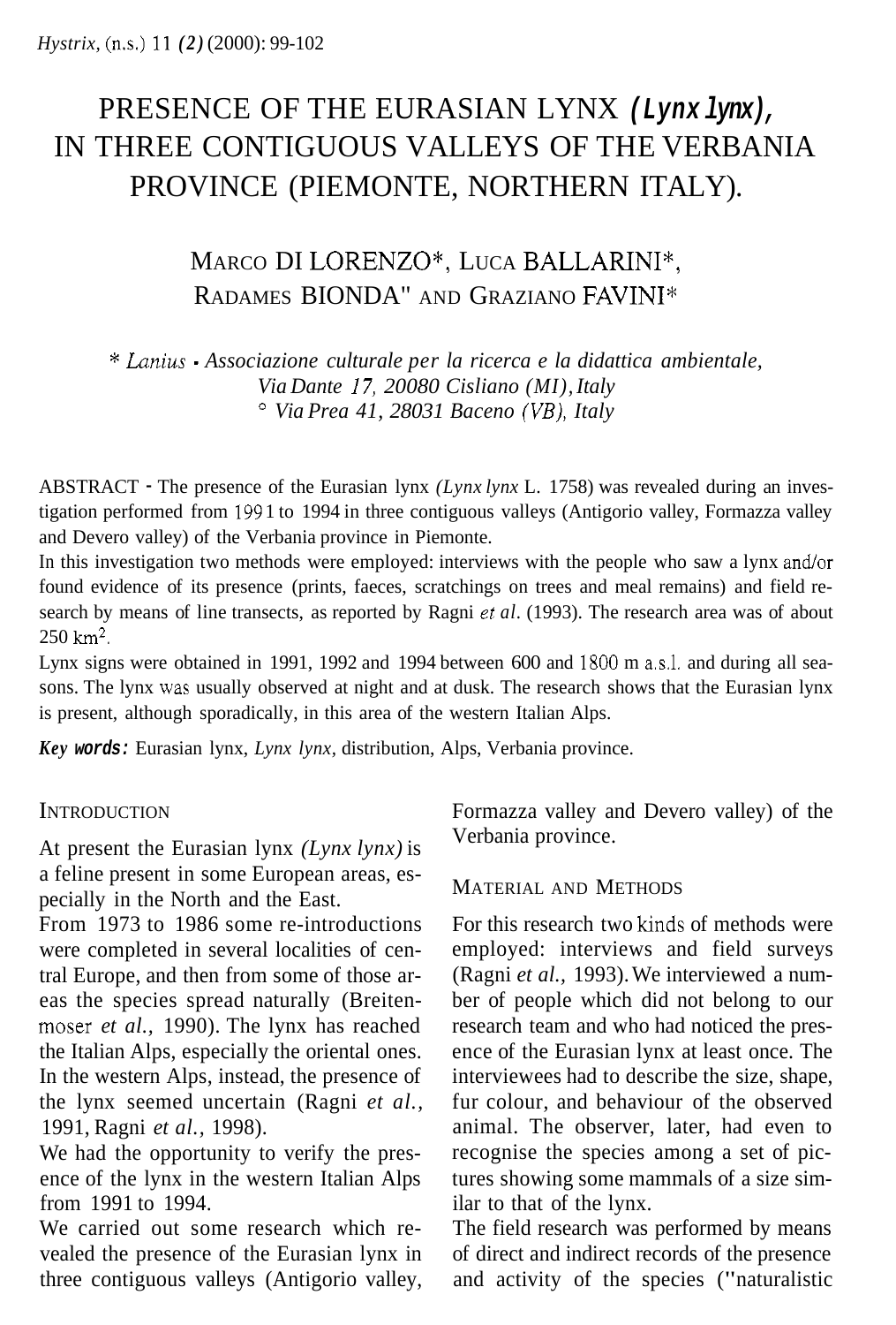# PRESENCE OF THE EURASIAN LYNX *(Lynx lynx)*, IN THREE CONTIGUOUS VALLEYS OF THE VERBANIA PROVINCE (PIEMONTE, NORTHERN ITALY).

MARCO DI LORENZO*, LUCA BALLARINI*, RADAMES BIONDA° AND GRAZIANO FAVINI*

\* *Lanius - Associazione culturale per la ricerca e la didattica ambientale, Via Dante 17, 20080 Cisliano (MI), Italy*
° *Via Prea 41, 28031 Baceno (VB), Italy*

ABSTRACT - The presence of the Eurasian lynx *(Lynx lynx* L. 1758) was revealed during an investigation performed from 1991 to 1994 in three contiguous valleys (Antigorio valley, Formazza valley and Devero valley) of the Verbania province in Piemonte.
In this investigation two methods were employed: interviews with the people who saw a lynx and/or found evidence of its presence (prints, faeces, scratchings on trees and meal remains) and field research by means of line transects, as reported by Ragni *et al*. (1993). The research area was of about 250 km$^2$.
Lynx signs were obtained in 1991, 1992 and 1994 between 600 and 1800 m a.s.l. and during all seasons. The lynx was usually observed at night and at dusk. The research shows that the Eurasian lynx is present, although sporadically, in this area of the western Italian Alps.

***Key words:*** Eurasian lynx, *Lynx lynx,* distribution, Alps, Verbania province.

## INTRODUCTION

At present the Eurasian lynx *(Lynx lynx)* is a feline present in some European areas, especially in the North and the East.
From 1973 to 1986 some re-introductions were completed in several localities of central Europe, and then from some of those areas the species spread naturally (Breitenmoser *et al.,* 1990). The lynx has reached the Italian Alps, especially the oriental ones. In the western Alps, instead, the presence of the lynx seemed uncertain (Ragni *et al.,* 1991, Ragni *et al.,* 1998).
We had the opportunity to verify the presence of the lynx in the western Italian Alps from 1991 to 1994.
We carried out some research which revealed the presence of the Eurasian lynx in three contiguous valleys (Antigorio valley, Formazza valley and Devero valley) of the Verbania province.

## MATERIAL AND METHODS

For this research two kinds of methods were employed: interviews and field surveys (Ragni *et al.,* 1993). We interviewed a number of people which did not belong to our research team and who had noticed the presence of the Eurasian lynx at least once. The interviewees had to describe the size, shape, fur colour, and behaviour of the observed animal. The observer, later, had even to recognise the species among a set of pictures showing some mammals of a size similar to that of the lynx.
The field research was performed by means of direct and indirect records of the presence and activity of the species ("naturalistic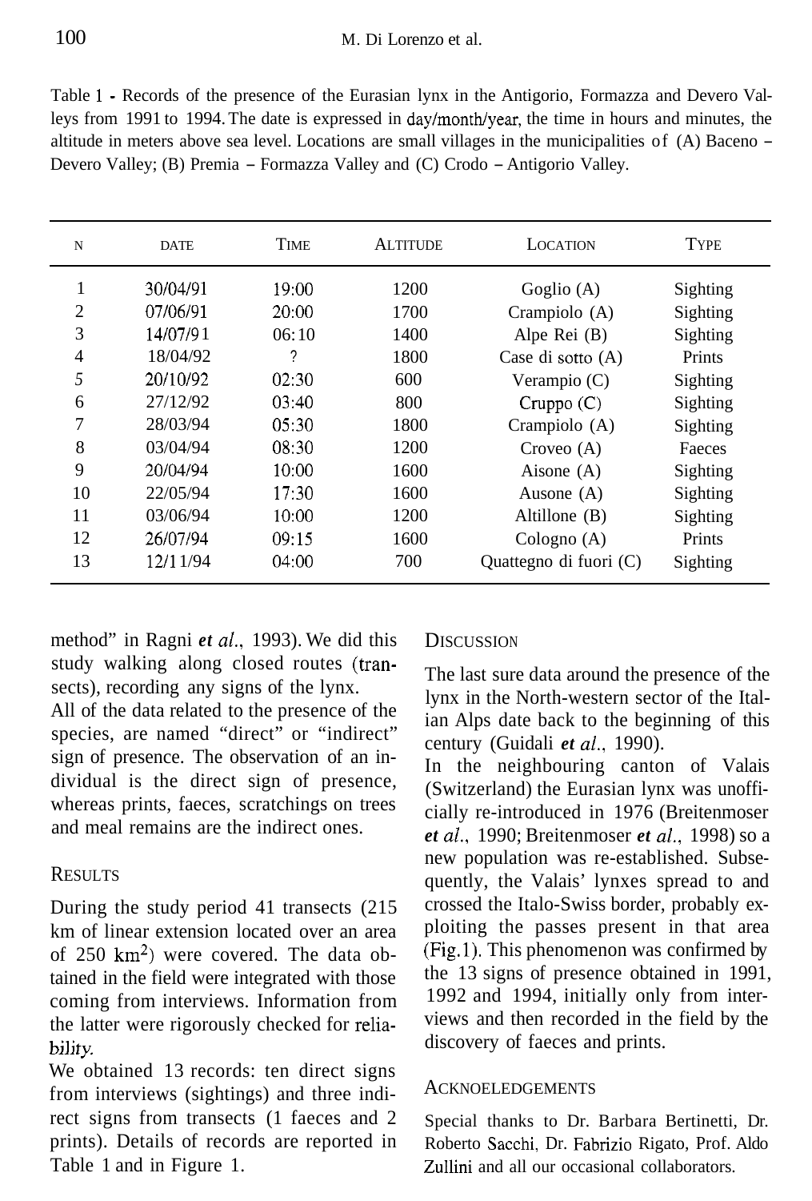Table 1 - Records of the presence of the Eurasian lynx in the Antigorio, Formazza and Devero Valleys from 1991 to 1994. The date is expressed in day/month/year, the time in hours and minutes, the altitude in meters above sea level. Locations are small villages in the municipalities of (A) Baceno – Devero Valley; (B) Premia – Formazza Valley and (C) Crodo – Antigorio Valley.

| N | DATE | TIME | ALTITUDE | LOCATION | TYPE |
|---|---|---|---|---|---|
| 1 | 30/04/91 | 19:00 | 1200 | Goglio (A) | Sighting |
| 2 | 07/06/91 | 20:00 | 1700 | Crampiolo (A) | Sighting |
| 3 | 14/07/91 | 06:10 | 1400 | Alpe Rei (B) | Sighting |
| 4 | 18/04/92 | ? | 1800 | Case di sotto (A) | Prints |
| 5 | 20/10/92 | 02:30 | 600 | Verampio (C) | Sighting |
| 6 | 27/12/92 | 03:40 | 800 | Cruppo (C) | Sighting |
| 7 | 28/03/94 | 05:30 | 1800 | Crampiolo (A) | Sighting |
| 8 | 03/04/94 | 08:30 | 1200 | Croveo (A) | Faeces |
| 9 | 20/04/94 | 10:00 | 1600 | Aisone (A) | Sighting |
| 10 | 22/05/94 | 17:30 | 1600 | Ausone (A) | Sighting |
| 11 | 03/06/94 | 10:00 | 1200 | Altillone (B) | Sighting |
| 12 | 26/07/94 | 09:15 | 1600 | Cologno (A) | Prints |
| 13 | 12/11/94 | 04:00 | 700 | Quattegno di fuori (C) | Sighting |

method" in Ragni *et al.*, 1993). We did this study walking along closed routes (transects), recording any signs of the lynx.
All of the data related to the presence of the species, are named "direct" or "indirect" sign of presence. The observation of an individual is the direct sign of presence, whereas prints, faeces, scratchings on trees and meal remains are the indirect ones.

## RESULTS

During the study period 41 transects (215 km of linear extension located over an area of 250 km$^2$) were covered. The data obtained in the field were integrated with those coming from interviews. Information from the latter were rigorously checked for reliability.
We obtained 13 records: ten direct signs from interviews (sightings) and three indirect signs from transects (1 faeces and 2 prints). Details of records are reported in Table 1 and in Figure 1.

## DISCUSSION

The last sure data around the presence of the lynx in the North-western sector of the Italian Alps date back to the beginning of this century (Guidali *et al.*, 1990).
In the neighbouring canton of Valais (Switzerland) the Eurasian lynx was unofficially re-introduced in 1976 (Breitenmoser *et al.*, 1990; Breitenmoser *et al.*, 1998) so a new population was re-established. Subsequently, the Valais' lynxes spread to and crossed the Italo-Swiss border, probably exploiting the passes present in that area (Fig.1). This phenomenon was confirmed by the 13 signs of presence obtained in 1991, 1992 and 1994, initially only from interviews and then recorded in the field by the discovery of faeces and prints.

## ACKNOELEDGEMENTS

Special thanks to Dr. Barbara Bertinetti, Dr. Roberto Sacchi, Dr. Fabrizio Rigato, Prof. Aldo Zullini and all our occasional collaborators.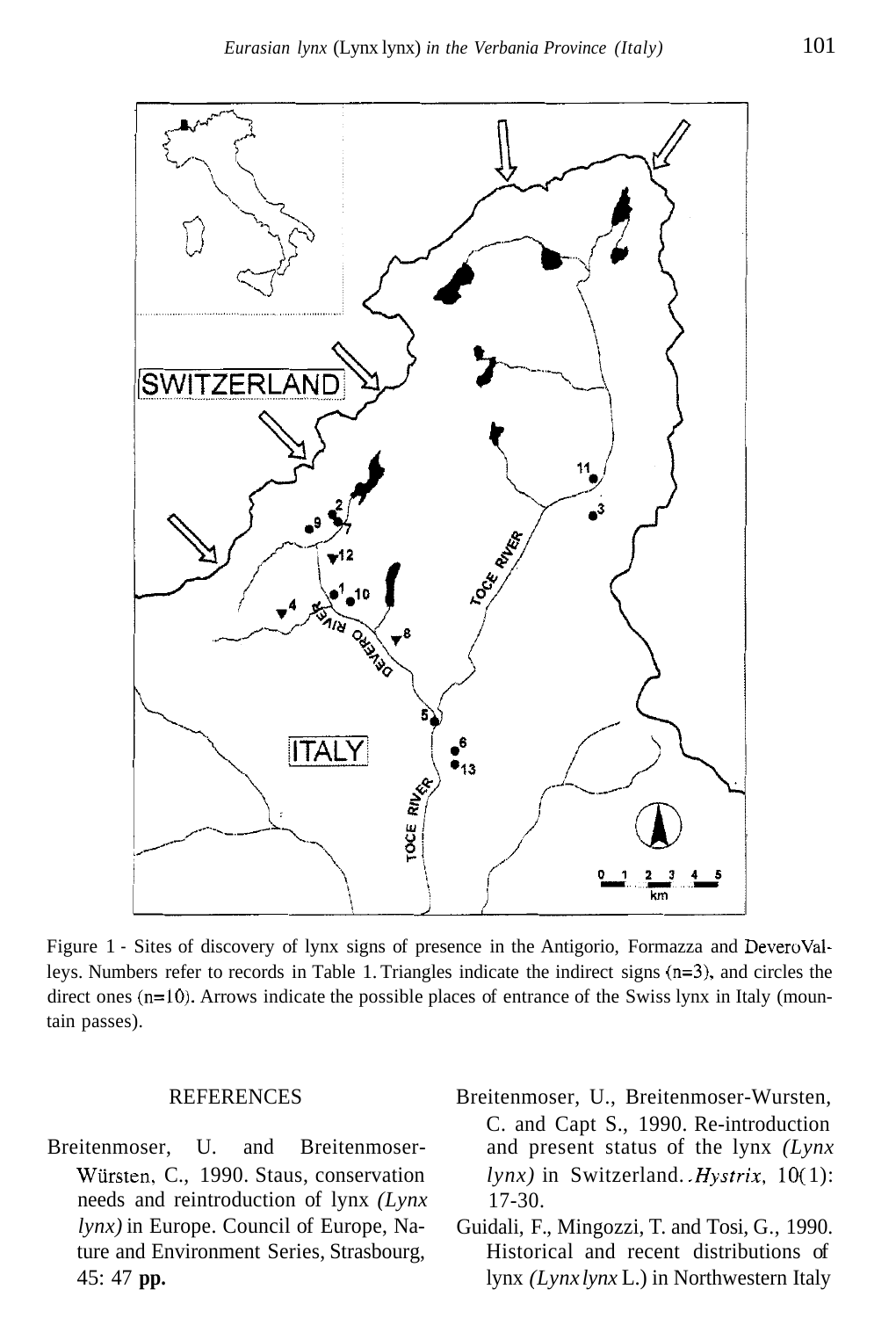Figure 1 - Sites of discovery of lynx signs of presence in the Antigorio, Formazza and Devero Valleys. Numbers refer to records in Table 1. Triangles indicate the indirect signs (n=3), and circles the direct ones (n=10). Arrows indicate the possible places of entrance of the Swiss lynx in Italy (mountain passes).

## REFERENCES

Breitenmoser, U. and Breitenmoser-Würsten, C., 1990. Staus, conservation needs and reintroduction of lynx *(Lynx lynx)* in Europe. Council of Europe, Nature and Environment Series, Strasbourg, 45: 47 **pp.**

Breitenmoser, U., Breitenmoser-Wursten, C. and Capt S., 1990. Re-introduction and present status of the lynx *(Lynx lynx)* in Switzerland. *Hystrix*, 10(1): 17-30.

Guidali, F., Mingozzi, T. and Tosi, G., 1990. Historical and recent distributions of lynx *(Lynx lynx* L.) in Northwestern Italy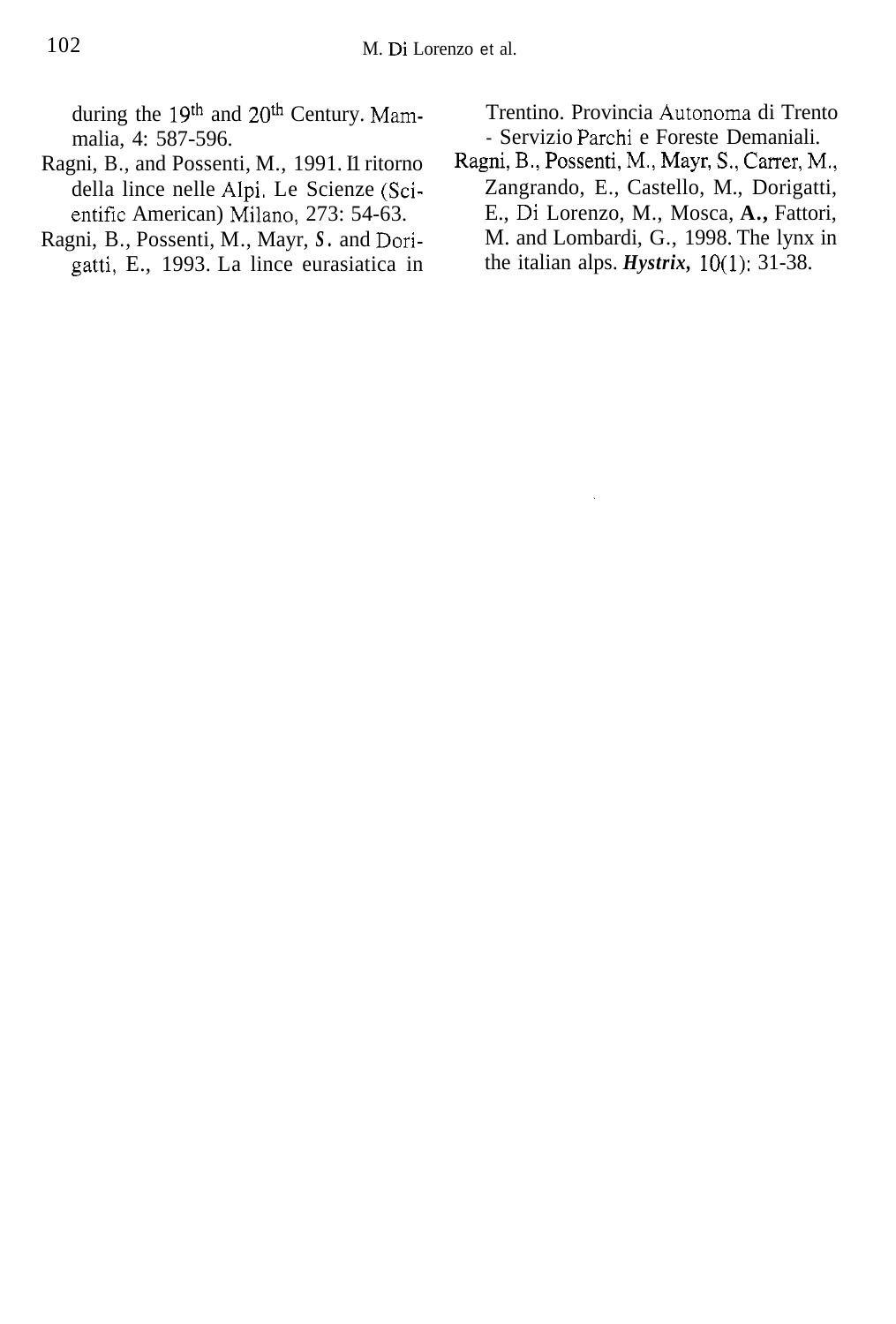during the 19th and 20th Century. Mammalia, 4: 587-596.

Ragni, B., and Possenti, M., 1991. Il ritorno della lince nelle Alpi. Le Scienze (Scientific American) Milano, 273: 54-63.

Ragni, B., Possenti, M., Mayr, S. and Dorigatti, E., 1993. La lince eurasiatica in Trentino. Provincia Autonoma di Trento - Servizio Parchi e Foreste Demaniali.

Ragni, B., Possenti, M., Mayr, S., Carrer, M., Zangrando, E., Castello, M., Dorigatti, E., Di Lorenzo, M., Mosca, **A.,** Fattori, M. and Lombardi, G., 1998. The lynx in the italian alps. ***Hystrix,*** 10(1): 31-38.